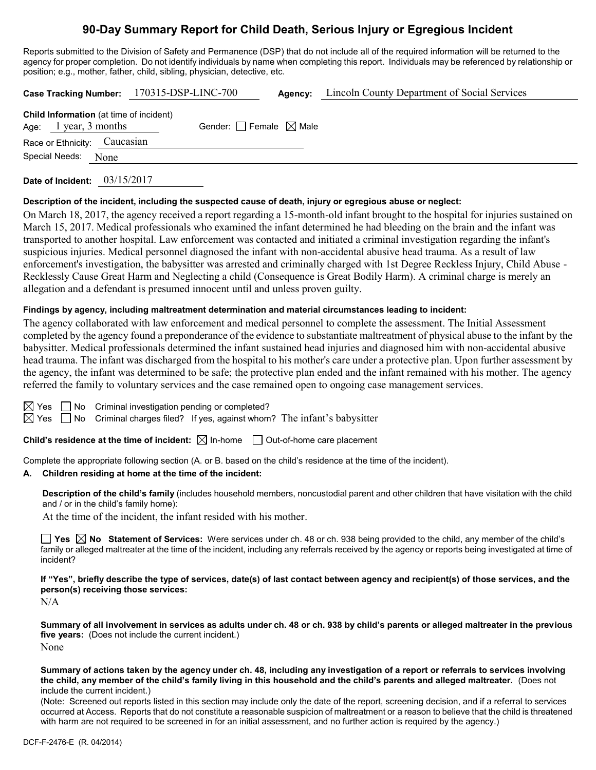# 90-Day Summary Report for Child Death, Serious Injury or Egregious Incident

Reports submitted to the Division of Safety and Permanence (DSP) that do not include all of the required information will be returned to the agency for proper completion. Do not identify individuals by name when completing this report. Individuals may be referenced by relationship or position; e.g., mother, father, child, sibling, physician, detective, etc.

**Case Tracking Number:** 170315-DSP-LINC-700 **Agency:** Lincoln County Department of Social Services

**Child Information** (at time of incident)
Age: 1 year, 3 months Gender: ☐ Female ☒ Male
Race or Ethnicity: Caucasian
Special Needs: None

**Date of Incident:** 03/15/2017

**Description of the incident, including the suspected cause of death, injury or egregious abuse or neglect:**

On March 18, 2017, the agency received a report regarding a 15-month-old infant brought to the hospital for injuries sustained on March 15, 2017. Medical professionals who examined the infant determined he had bleeding on the brain and the infant was transported to another hospital. Law enforcement was contacted and initiated a criminal investigation regarding the infant's suspicious injuries. Medical personnel diagnosed the infant with non-accidental abusive head trauma. As a result of law enforcement's investigation, the babysitter was arrested and criminally charged with 1st Degree Reckless Injury, Child Abuse - Recklessly Cause Great Harm and Neglecting a child (Consequence is Great Bodily Harm). A criminal charge is merely an allegation and a defendant is presumed innocent until and unless proven guilty.

**Findings by agency, including maltreatment determination and material circumstances leading to incident:**

The agency collaborated with law enforcement and medical personnel to complete the assessment. The Initial Assessment completed by the agency found a preponderance of the evidence to substantiate maltreatment of physical abuse to the infant by the babysitter. Medical professionals determined the infant sustained head injuries and diagnosed him with non-accidental abusive head trauma. The infant was discharged from the hospital to his mother's care under a protective plan. Upon further assessment by the agency, the infant was determined to be safe; the protective plan ended and the infant remained with his mother. The agency referred the family to voluntary services and the case remained open to ongoing case management services.

☒ Yes ☐ No Criminal investigation pending or completed?
☒ Yes ☐ No Criminal charges filed? If yes, against whom? The infant's babysitter

**Child's residence at the time of incident:** ☒ In-home ☐ Out-of-home care placement

Complete the appropriate following section (A. or B. based on the child's residence at the time of the incident).

**A. Children residing at home at the time of the incident:**

**Description of the child's family** (includes household members, noncustodial parent and other children that have visitation with the child and / or in the child's family home):

At the time of the incident, the infant resided with his mother.

☐ **Yes** ☒ **No Statement of Services:** Were services under ch. 48 or ch. 938 being provided to the child, any member of the child's family or alleged maltreater at the time of the incident, including any referrals received by the agency or reports being investigated at time of incident?

**If "Yes", briefly describe the type of services, date(s) of last contact between agency and recipient(s) of those services, and the person(s) receiving those services:**

N/A

**Summary of all involvement in services as adults under ch. 48 or ch. 938 by child's parents or alleged maltreater in the previous five years:** (Does not include the current incident.)

None

**Summary of actions taken by the agency under ch. 48, including any investigation of a report or referrals to services involving the child, any member of the child's family living in this household and the child's parents and alleged maltreater.** (Does not include the current incident.)

(Note: Screened out reports listed in this section may include only the date of the report, screening decision, and if a referral to services occurred at Access. Reports that do not constitute a reasonable suspicion of maltreatment or a reason to believe that the child is threatened with harm are not required to be screened in for an initial assessment, and no further action is required by the agency.)

DCF-F-2476-E (R. 04/2014)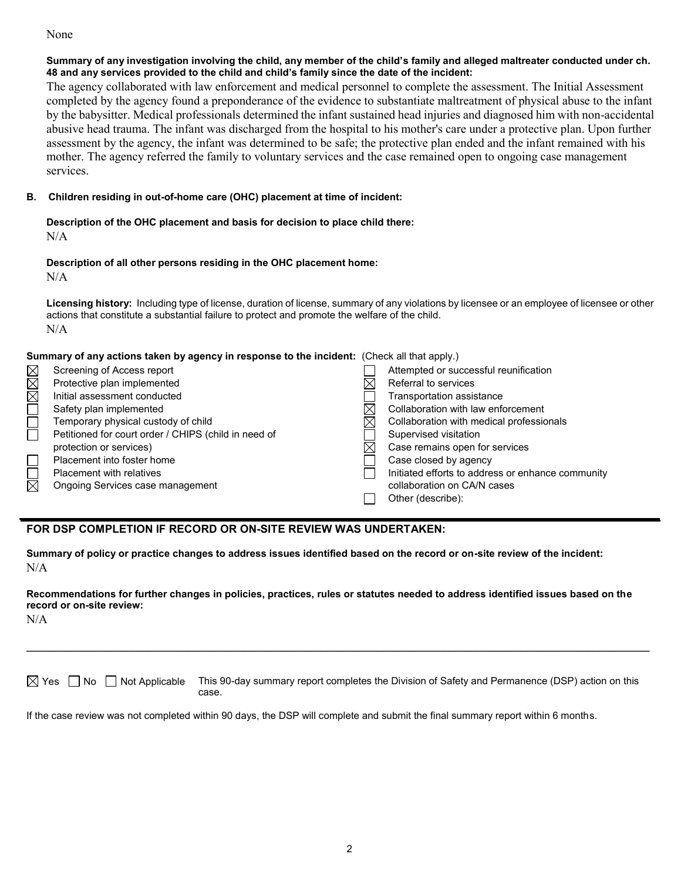None

**Summary of any investigation involving the child, any member of the child's family and alleged maltreater conducted under ch. 48 and any services provided to the child and child's family since the date of the incident:**

The agency collaborated with law enforcement and medical personnel to complete the assessment. The Initial Assessment completed by the agency found a preponderance of the evidence to substantiate maltreatment of physical abuse to the infant by the babysitter. Medical professionals determined the infant sustained head injuries and diagnosed him with non-accidental abusive head trauma. The infant was discharged from the hospital to his mother's care under a protective plan. Upon further assessment by the agency, the infant was determined to be safe; the protective plan ended and the infant remained with his mother. The agency referred the family to voluntary services and the case remained open to ongoing case management services.

**B. Children residing in out-of-home care (OHC) placement at time of incident:**

**Description of the OHC placement and basis for decision to place child there:**
N/A

**Description of all other persons residing in the OHC placement home:**
N/A

**Licensing history:** Including type of license, duration of license, summary of any violations by licensee or an employee of licensee or other actions that constitute a substantial failure to protect and promote the welfare of the child.
N/A

**Summary of any actions taken by agency in response to the incident:** (Check all that apply.)

- ☒ Screening of Access report
- ☒ Protective plan implemented
- ☒ Initial assessment conducted
- ☐ Safety plan implemented
- ☐ Temporary physical custody of child
- ☐ Petitioned for court order / CHIPS (child in need of protection or services)
- ☐ Placement into foster home
- ☐ Placement with relatives
- ☒ Ongoing Services case management
- ☐ Attempted or successful reunification
- ☒ Referral to services
- ☐ Transportation assistance
- ☒ Collaboration with law enforcement
- ☒ Collaboration with medical professionals
- ☐ Supervised visitation
- ☒ Case remains open for services
- ☐ Case closed by agency
- ☐ Initiated efforts to address or enhance community collaboration on CA/N cases
- ☐ Other (describe):

---

## FOR DSP COMPLETION IF RECORD OR ON-SITE REVIEW WAS UNDERTAKEN:

**Summary of policy or practice changes to address issues identified based on the record or on-site review of the incident:**
N/A

**Recommendations for further changes in policies, practices, rules or statutes needed to address identified issues based on the record or on-site review:**
N/A

---

☒ Yes ☐ No ☐ Not Applicable This 90-day summary report completes the Division of Safety and Permanence (DSP) action on this case.

If the case review was not completed within 90 days, the DSP will complete and submit the final summary report within 6 months.